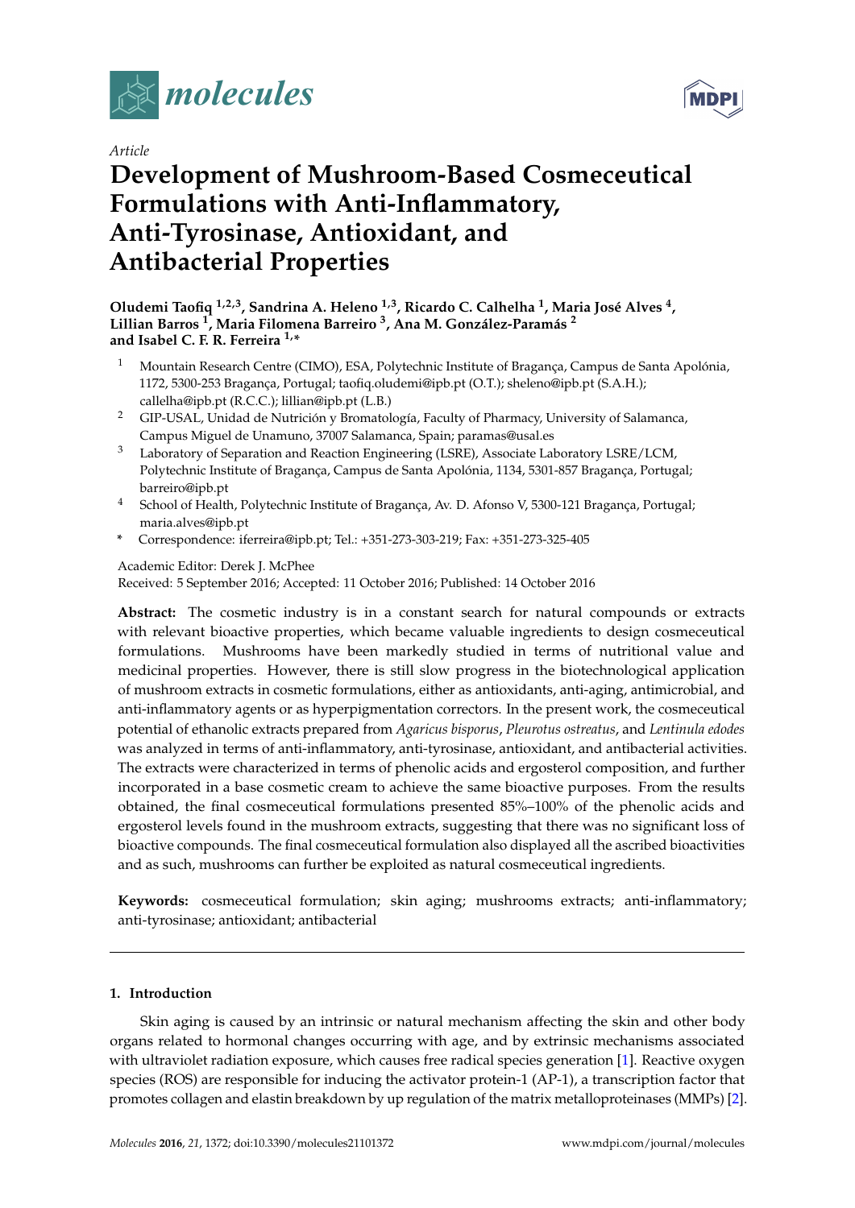*Article*

# Development of Mushroom-Based Cosmeceutical Formulations with Anti-Inflammatory, Anti-Tyrosinase, Antioxidant, and Antibacterial Properties

**Oludemi Taofiq [1,2,3], Sandrina A. Heleno [1,3], Ricardo C. Calhelha [1], Maria José Alves [4], Lillian Barros [1], Maria Filomena Barreiro [3], Ana M. González-Paramás [2] and Isabel C. F. R. Ferreira [1,*]**

[1] Mountain Research Centre (CIMO), ESA, Polytechnic Institute of Bragança, Campus de Santa Apolónia, 1172, 5300-253 Bragança, Portugal; taofiq.oludemi@ipb.pt (O.T.); sheleno@ipb.pt (S.A.H.); callelha@ipb.pt (R.C.C.); lillian@ipb.pt (L.B.)

[2] GIP-USAL, Unidad de Nutrición y Bromatología, Faculty of Pharmacy, University of Salamanca, Campus Miguel de Unamuno, 37007 Salamanca, Spain; paramas@usal.es

[3] Laboratory of Separation and Reaction Engineering (LSRE), Associate Laboratory LSRE/LCM, Polytechnic Institute of Bragança, Campus de Santa Apolónia, 1134, 5301-857 Bragança, Portugal; barreiro@ipb.pt

[4] School of Health, Polytechnic Institute of Bragança, Av. D. Afonso V, 5300-121 Bragança, Portugal; maria.alves@ipb.pt

[*] Correspondence: iferreira@ipb.pt; Tel.: +351-273-303-219; Fax: +351-273-325-405

Academic Editor: Derek J. McPhee

Received: 5 September 2016; Accepted: 11 October 2016; Published: 14 October 2016

**Abstract:** The cosmetic industry is in a constant search for natural compounds or extracts with relevant bioactive properties, which became valuable ingredients to design cosmeceutical formulations. Mushrooms have been markedly studied in terms of nutritional value and medicinal properties. However, there is still slow progress in the biotechnological application of mushroom extracts in cosmetic formulations, either as antioxidants, anti-aging, antimicrobial, and anti-inflammatory agents or as hyperpigmentation correctors. In the present work, the cosmeceutical potential of ethanolic extracts prepared from *Agaricus bisporus*, *Pleurotus ostreatus*, and *Lentinula edodes* was analyzed in terms of anti-inflammatory, anti-tyrosinase, antioxidant, and antibacterial activities. The extracts were characterized in terms of phenolic acids and ergosterol composition, and further incorporated in a base cosmetic cream to achieve the same bioactive purposes. From the results obtained, the final cosmeceutical formulations presented 85%–100% of the phenolic acids and ergosterol levels found in the mushroom extracts, suggesting that there was no significant loss of bioactive compounds. The final cosmeceutical formulation also displayed all the ascribed bioactivities and as such, mushrooms can further be exploited as natural cosmeceutical ingredients.

**Keywords:** cosmeceutical formulation; skin aging; mushrooms extracts; anti-inflammatory; anti-tyrosinase; antioxidant; antibacterial

## 1. Introduction

Skin aging is caused by an intrinsic or natural mechanism affecting the skin and other body organs related to hormonal changes occurring with age, and by extrinsic mechanisms associated with ultraviolet radiation exposure, which causes free radical species generation [1]. Reactive oxygen species (ROS) are responsible for inducing the activator protein-1 (AP-1), a transcription factor that promotes collagen and elastin breakdown by up regulation of the matrix metalloproteinases (MMPs) [2].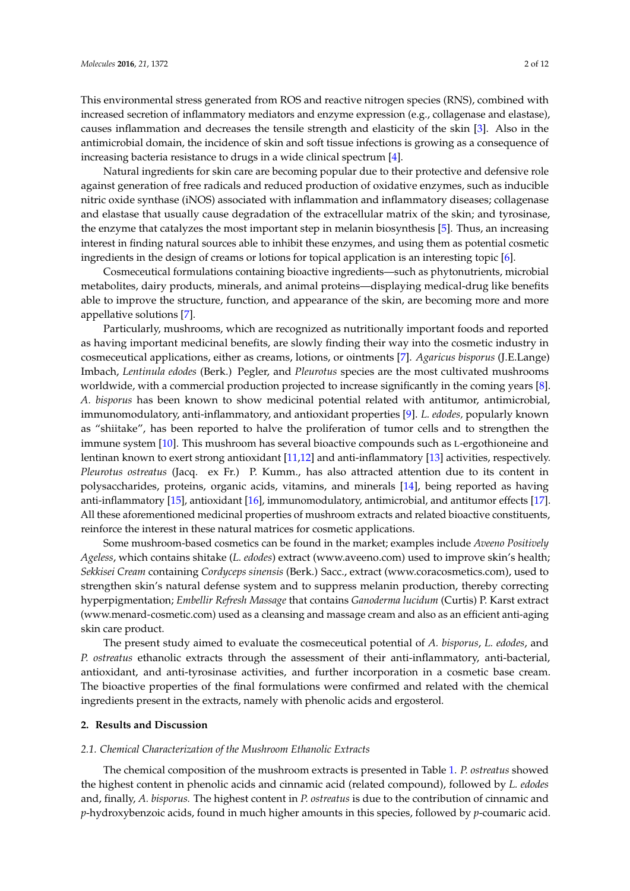This environmental stress generated from ROS and reactive nitrogen species (RNS), combined with increased secretion of inflammatory mediators and enzyme expression (e.g., collagenase and elastase), causes inflammation and decreases the tensile strength and elasticity of the skin [3]. Also in the antimicrobial domain, the incidence of skin and soft tissue infections is growing as a consequence of increasing bacteria resistance to drugs in a wide clinical spectrum [4].

Natural ingredients for skin care are becoming popular due to their protective and defensive role against generation of free radicals and reduced production of oxidative enzymes, such as inducible nitric oxide synthase (iNOS) associated with inflammation and inflammatory diseases; collagenase and elastase that usually cause degradation of the extracellular matrix of the skin; and tyrosinase, the enzyme that catalyzes the most important step in melanin biosynthesis [5]. Thus, an increasing interest in finding natural sources able to inhibit these enzymes, and using them as potential cosmetic ingredients in the design of creams or lotions for topical application is an interesting topic [6].

Cosmeceutical formulations containing bioactive ingredients—such as phytonutrients, microbial metabolites, dairy products, minerals, and animal proteins—displaying medical-drug like benefits able to improve the structure, function, and appearance of the skin, are becoming more and more appellative solutions [7].

Particularly, mushrooms, which are recognized as nutritionally important foods and reported as having important medicinal benefits, are slowly finding their way into the cosmetic industry in cosmeceutical applications, either as creams, lotions, or ointments [7]. *Agaricus bisporus* (J.E.Lange) Imbach, *Lentinula edodes* (Berk.) Pegler, and *Pleurotus* species are the most cultivated mushrooms worldwide, with a commercial production projected to increase significantly in the coming years [8]. *A. bisporus* has been known to show medicinal potential related with antitumor, antimicrobial, immunomodulatory, anti-inflammatory, and antioxidant properties [9]. *L. edodes,* popularly known as "shiitake", has been reported to halve the proliferation of tumor cells and to strengthen the immune system [10]. This mushroom has several bioactive compounds such as L-ergothioneine and lentinan known to exert strong antioxidant [11,12] and anti-inflammatory [13] activities, respectively. *Pleurotus ostreatus* (Jacq. ex Fr.) P. Kumm., has also attracted attention due to its content in polysaccharides, proteins, organic acids, vitamins, and minerals [14], being reported as having anti-inflammatory [15], antioxidant [16], immunomodulatory, antimicrobial, and antitumor effects [17]. All these aforementioned medicinal properties of mushroom extracts and related bioactive constituents, reinforce the interest in these natural matrices for cosmetic applications.

Some mushroom-based cosmetics can be found in the market; examples include *Aveeno Positively Ageless*, which contains shitake (*L. edodes*) extract (www.aveeno.com) used to improve skin's health; *Sekkisei Cream* containing *Cordyceps sinensis* (Berk.) Sacc., extract (www.coracosmetics.com), used to strengthen skin's natural defense system and to suppress melanin production, thereby correcting hyperpigmentation; *Embellir Refresh Massage* that contains *Ganoderma lucidum* (Curtis) P. Karst extract (www.menard-cosmetic.com) used as a cleansing and massage cream and also as an efficient anti-aging skin care product.

The present study aimed to evaluate the cosmeceutical potential of *A. bisporus*, *L. edodes*, and *P. ostreatus* ethanolic extracts through the assessment of their anti-inflammatory, anti-bacterial, antioxidant, and anti-tyrosinase activities, and further incorporation in a cosmetic base cream. The bioactive properties of the final formulations were confirmed and related with the chemical ingredients present in the extracts, namely with phenolic acids and ergosterol.

## 2. Results and Discussion

### 2.1. Chemical Characterization of the Mushroom Ethanolic Extracts

The chemical composition of the mushroom extracts is presented in Table 1. *P. ostreatus* showed the highest content in phenolic acids and cinnamic acid (related compound), followed by *L. edodes* and, finally, *A. bisporus.* The highest content in *P. ostreatus* is due to the contribution of cinnamic and *p*-hydroxybenzoic acids, found in much higher amounts in this species, followed by *p*-coumaric acid.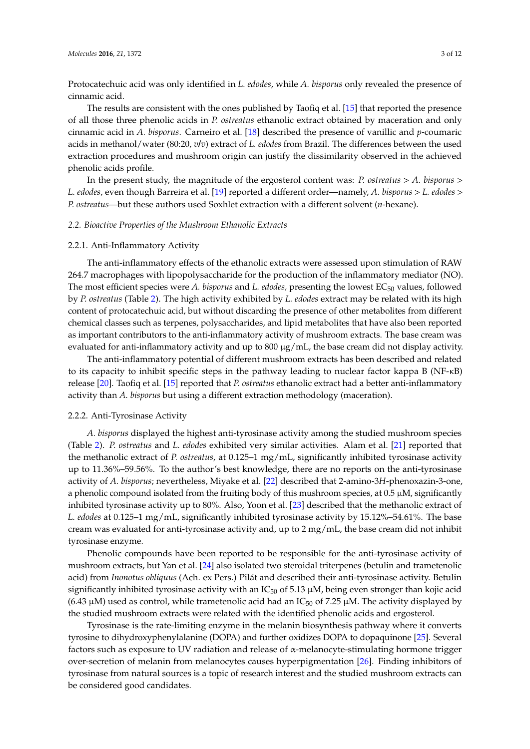Protocatechuic acid was only identified in *L. edodes*, while *A. bisporus* only revealed the presence of cinnamic acid.

The results are consistent with the ones published by Taofiq et al. [15] that reported the presence of all those three phenolic acids in *P. ostreatus* ethanolic extract obtained by maceration and only cinnamic acid in *A. bisporus*. Carneiro et al. [18] described the presence of vanillic and *p*-coumaric acids in methanol/water (80:20, *v*/*v*) extract of *L. edodes* from Brazil. The differences between the used extraction procedures and mushroom origin can justify the dissimilarity observed in the achieved phenolic acids profile.

In the present study, the magnitude of the ergosterol content was: *P. ostreatus* > *A. bisporus* > *L. edodes*, even though Barreira et al. [19] reported a different order—namely, *A. bisporus* > *L. edodes* > *P. ostreatus*—but these authors used Soxhlet extraction with a different solvent (*n*-hexane).

### 2.2. Bioactive Properties of the Mushroom Ethanolic Extracts

#### 2.2.1. Anti-Inflammatory Activity

The anti-inflammatory effects of the ethanolic extracts were assessed upon stimulation of RAW 264.7 macrophages with lipopolysaccharide for the production of the inflammatory mediator (NO). The most efficient species were *A. bisporus* and *L. edodes,* presenting the lowest $EC_{50}$ values, followed by *P. ostreatus* (Table 2). The high activity exhibited by *L. edodes* extract may be related with its high content of protocatechuic acid, but without discarding the presence of other metabolites from different chemical classes such as terpenes, polysaccharides, and lipid metabolites that have also been reported as important contributors to the anti-inflammatory activity of mushroom extracts. The base cream was evaluated for anti-inflammatory activity and up to 800 μg/mL, the base cream did not display activity.

The anti-inflammatory potential of different mushroom extracts has been described and related to its capacity to inhibit specific steps in the pathway leading to nuclear factor kappa B (NF-κB) release [20]. Taofiq et al. [15] reported that *P. ostreatus* ethanolic extract had a better anti-inflammatory activity than *A. bisporus* but using a different extraction methodology (maceration).

#### 2.2.2. Anti-Tyrosinase Activity

*A. bisporus* displayed the highest anti-tyrosinase activity among the studied mushroom species (Table 2). *P. ostreatus* and *L. edodes* exhibited very similar activities. Alam et al. [21] reported that the methanolic extract of *P. ostreatus*, at 0.125–1 mg/mL, significantly inhibited tyrosinase activity up to 11.36%–59.56%. To the author's best knowledge, there are no reports on the anti-tyrosinase activity of *A. bisporus*; nevertheless, Miyake et al. [22] described that 2-amino-3*H*-phenoxazin-3-one, a phenolic compound isolated from the fruiting body of this mushroom species, at 0.5 μM, significantly inhibited tyrosinase activity up to 80%. Also, Yoon et al. [23] described that the methanolic extract of *L. edodes* at 0.125–1 mg/mL, significantly inhibited tyrosinase activity by 15.12%–54.61%. The base cream was evaluated for anti-tyrosinase activity and, up to 2 mg/mL, the base cream did not inhibit tyrosinase enzyme.

Phenolic compounds have been reported to be responsible for the anti-tyrosinase activity of mushroom extracts, but Yan et al. [24] also isolated two steroidal triterpenes (betulin and trametenolic acid) from *Inonotus obliquus* (Ach. ex Pers.) Pilát and described their anti-tyrosinase activity. Betulin significantly inhibited tyrosinase activity with an $IC_{50}$ of 5.13 μM, being even stronger than kojic acid (6.43 μM) used as control, while trametenolic acid had an $IC_{50}$ of 7.25 μM. The activity displayed by the studied mushroom extracts were related with the identified phenolic acids and ergosterol.

Tyrosinase is the rate-limiting enzyme in the melanin biosynthesis pathway where it converts tyrosine to dihydroxyphenylalanine (DOPA) and further oxidizes DOPA to dopaquinone [25]. Several factors such as exposure to UV radiation and release of α-melanocyte-stimulating hormone trigger over-secretion of melanin from melanocytes causes hyperpigmentation [26]. Finding inhibitors of tyrosinase from natural sources is a topic of research interest and the studied mushroom extracts can be considered good candidates.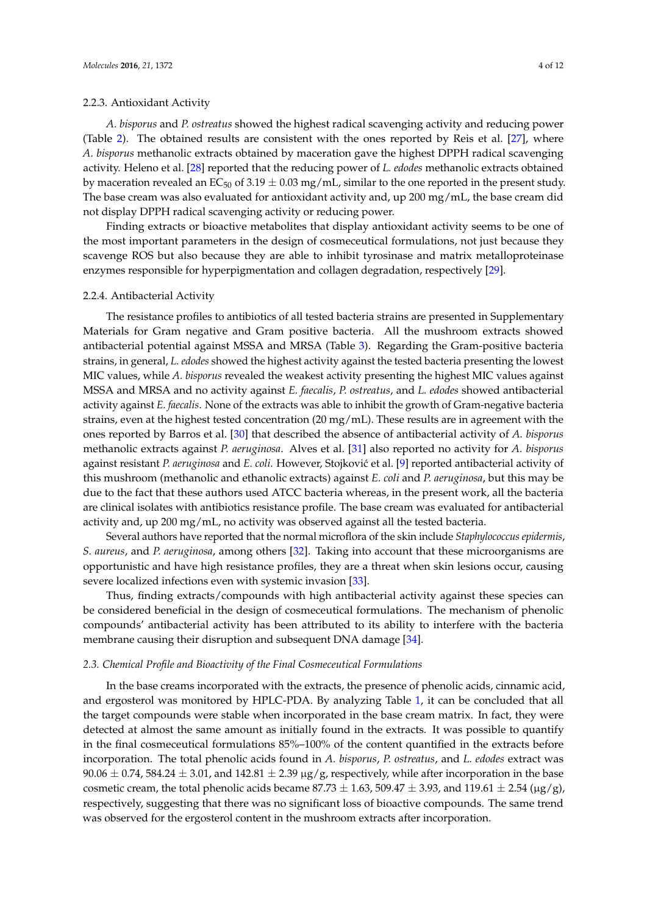#### 2.2.3. Antioxidant Activity

*A. bisporus* and *P. ostreatus* showed the highest radical scavenging activity and reducing power (Table 2). The obtained results are consistent with the ones reported by Reis et al. [27], where *A. bisporus* methanolic extracts obtained by maceration gave the highest DPPH radical scavenging activity. Heleno et al. [28] reported that the reducing power of *L. edodes* methanolic extracts obtained by maceration revealed an $EC_{50}$ of 3.19 ± 0.03 mg/mL, similar to the one reported in the present study. The base cream was also evaluated for antioxidant activity and, up 200 mg/mL, the base cream did not display DPPH radical scavenging activity or reducing power.

Finding extracts or bioactive metabolites that display antioxidant activity seems to be one of the most important parameters in the design of cosmeceutical formulations, not just because they scavenge ROS but also because they are able to inhibit tyrosinase and matrix metalloproteinase enzymes responsible for hyperpigmentation and collagen degradation, respectively [29].

#### 2.2.4. Antibacterial Activity

The resistance profiles to antibiotics of all tested bacteria strains are presented in Supplementary Materials for Gram negative and Gram positive bacteria. All the mushroom extracts showed antibacterial potential against MSSA and MRSA (Table 3). Regarding the Gram-positive bacteria strains, in general, *L. edodes* showed the highest activity against the tested bacteria presenting the lowest MIC values, while *A. bisporus* revealed the weakest activity presenting the highest MIC values against MSSA and MRSA and no activity against *E. faecalis*, *P. ostreatus*, and *L. edodes* showed antibacterial activity against *E. faecalis*. None of the extracts was able to inhibit the growth of Gram-negative bacteria strains, even at the highest tested concentration (20 mg/mL). These results are in agreement with the ones reported by Barros et al. [30] that described the absence of antibacterial activity of *A. bisporus* methanolic extracts against *P. aeruginosa*. Alves et al. [31] also reported no activity for *A. bisporus* against resistant *P. aeruginosa* and *E. coli*. However, Stojković et al. [9] reported antibacterial activity of this mushroom (methanolic and ethanolic extracts) against *E. coli* and *P. aeruginosa*, but this may be due to the fact that these authors used ATCC bacteria whereas, in the present work, all the bacteria are clinical isolates with antibiotics resistance profile. The base cream was evaluated for antibacterial activity and, up 200 mg/mL, no activity was observed against all the tested bacteria.

Several authors have reported that the normal microflora of the skin include *Staphylococcus epidermis*, *S. aureus*, and *P. aeruginosa*, among others [32]. Taking into account that these microorganisms are opportunistic and have high resistance profiles, they are a threat when skin lesions occur, causing severe localized infections even with systemic invasion [33].

Thus, finding extracts/compounds with high antibacterial activity against these species can be considered beneficial in the design of cosmeceutical formulations. The mechanism of phenolic compounds' antibacterial activity has been attributed to its ability to interfere with the bacteria membrane causing their disruption and subsequent DNA damage [34].

### *2.3. Chemical Profile and Bioactivity of the Final Cosmeceutical Formulations*

In the base creams incorporated with the extracts, the presence of phenolic acids, cinnamic acid, and ergosterol was monitored by HPLC-PDA. By analyzing Table 1, it can be concluded that all the target compounds were stable when incorporated in the base cream matrix. In fact, they were detected at almost the same amount as initially found in the extracts. It was possible to quantify in the final cosmeceutical formulations 85%–100% of the content quantified in the extracts before incorporation. The total phenolic acids found in *A. bisporus*, *P. ostreatus*, and *L. edodes* extract was 90.06 ± 0.74, 584.24 ± 3.01, and 142.81 ± 2.39 μg/g, respectively, while after incorporation in the base cosmetic cream, the total phenolic acids became 87.73 ± 1.63, 509.47 ± 3.93, and 119.61 ± 2.54 (μg/g), respectively, suggesting that there was no significant loss of bioactive compounds. The same trend was observed for the ergosterol content in the mushroom extracts after incorporation.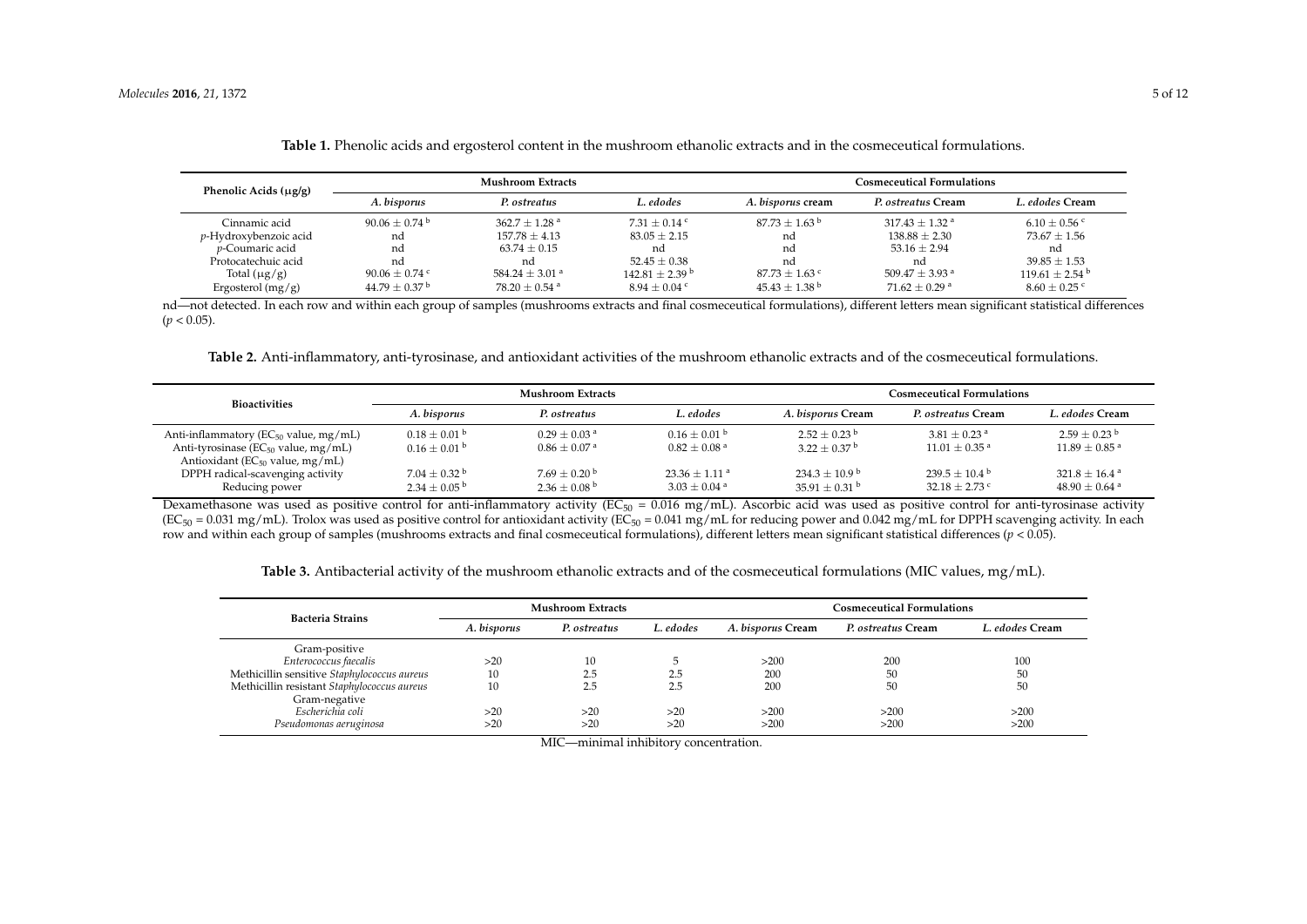**Table 1.** Phenolic acids and ergosterol content in the mushroom ethanolic extracts and in the cosmeceutical formulations.

| Phenolic Acids (μg/g) | Mushroom Extracts | | | Cosmeceutical Formulations | | |
|---|---|---|---|---|---|---|
| | *A. bisporus* | *P. ostreatus* | *L. edodes* | *A. bisporus* cream | *P. ostreatus* Cream | *L. edodes* Cream |
| Cinnamic acid | $90.06 \pm 0.74$ [b] | $362.7 \pm 1.28$ [a] | $7.31 \pm 0.14$ [c] | $87.73 \pm 1.63$ [b] | $317.43 \pm 1.32$ [a] | $6.10 \pm 0.56$ [c] |
| *p*-Hydroxybenzoic acid | nd | $157.78 \pm 4.13$ | $83.05 \pm 2.15$ | nd | $138.88 \pm 2.30$ | $73.67 \pm 1.56$ |
| *p*-Coumaric acid | nd | $63.74 \pm 0.15$ | nd | nd | $53.16 \pm 2.94$ | nd |
| Protocatechuic acid | nd | nd | $52.45 \pm 0.38$ | nd | nd | $39.85 \pm 1.53$ |
| Total (μg/g) | $90.06 \pm 0.74$ [c] | $584.24 \pm 3.01$ [a] | $142.81 \pm 2.39$ [b] | $87.73 \pm 1.63$ [c] | $509.47 \pm 3.93$ [a] | $119.61 \pm 2.54$ [b] |
| Ergosterol (mg/g) | $44.79 \pm 0.37$ [b] | $78.20 \pm 0.54$ [a] | $8.94 \pm 0.04$ [c] | $45.43 \pm 1.38$ [b] | $71.62 \pm 0.29$ [a] | $8.60 \pm 0.25$ [c] |

nd—not detected. In each row and within each group of samples (mushrooms extracts and final cosmeceutical formulations), different letters mean significant statistical differences ($p < 0.05$).

**Table 2.** Anti-inflammatory, anti-tyrosinase, and antioxidant activities of the mushroom ethanolic extracts and of the cosmeceutical formulations.

| Bioactivities | Mushroom Extracts | | | Cosmeceutical Formulations | | |
|---|---|---|---|---|---|---|
| | *A. bisporus* | *P. ostreatus* | *L. edodes* | *A. bisporus* Cream | *P. ostreatus* Cream | *L. edodes* Cream |
| Anti-inflammatory ($EC_{50}$ value, mg/mL) | $0.18 \pm 0.01$ [b] | $0.29 \pm 0.03$ [a] | $0.16 \pm 0.01$ [b] | $2.52 \pm 0.23$ [b] | $3.81 \pm 0.23$ [a] | $2.59 \pm 0.23$ [b] |
| Anti-tyrosinase ($EC_{50}$ value, mg/mL) | $0.16 \pm 0.01$ [b] | $0.86 \pm 0.07$ [a] | $0.82 \pm 0.08$ [a] | $3.22 \pm 0.37$ [b] | $11.01 \pm 0.35$ [a] | $11.89 \pm 0.85$ [a] |
| Antioxidant ($EC_{50}$ value, mg/mL) | | | | | | |
| DPPH radical-scavenging activity | $7.04 \pm 0.32$ [b] | $7.69 \pm 0.20$ [b] | $23.36 \pm 1.11$ [a] | $234.3 \pm 10.9$ [b] | $239.5 \pm 10.4$ [b] | $321.8 \pm 16.4$ [a] |
| Reducing power | $2.34 \pm 0.05$ [b] | $2.36 \pm 0.08$ [b] | $3.03 \pm 0.04$ [a] | $35.91 \pm 0.31$ [b] | $32.18 \pm 2.73$ [c] | $48.90 \pm 0.64$ [a] |

Dexamethasone was used as positive control for anti-inflammatory activity ($EC_{50}$ = 0.016 mg/mL). Ascorbic acid was used as positive control for anti-tyrosinase activity ($EC_{50}$ = 0.031 mg/mL). Trolox was used as positive control for antioxidant activity ($EC_{50}$ = 0.041 mg/mL for reducing power and 0.042 mg/mL for DPPH scavenging activity. In each row and within each group of samples (mushrooms extracts and final cosmeceutical formulations), different letters mean significant statistical differences ($p < 0.05$).

**Table 3.** Antibacterial activity of the mushroom ethanolic extracts and of the cosmeceutical formulations (MIC values, mg/mL).

| Bacteria Strains | Mushroom Extracts | | | Cosmeceutical Formulations | | |
|---|---|---|---|---|---|---|
| | *A. bisporus* | *P. ostreatus* | *L. edodes* | *A. bisporus* Cream | *P. ostreatus* Cream | *L. edodes* Cream |
| Gram-positive | | | | | | |
| *Enterococcus faecalis* | >20 | 10 | 5 | >200 | 200 | 100 |
| Methicillin sensitive *Staphylococcus aureus* | 10 | 2.5 | 2.5 | 200 | 50 | 50 |
| Methicillin resistant *Staphylococcus aureus* | 10 | 2.5 | 2.5 | 200 | 50 | 50 |
| Gram-negative | | | | | | |
| *Escherichia coli* | >20 | >20 | >20 | >200 | >200 | >200 |
| *Pseudomonas aeruginosa* | >20 | >20 | >20 | >200 | >200 | >200 |

MIC—minimal inhibitory concentration.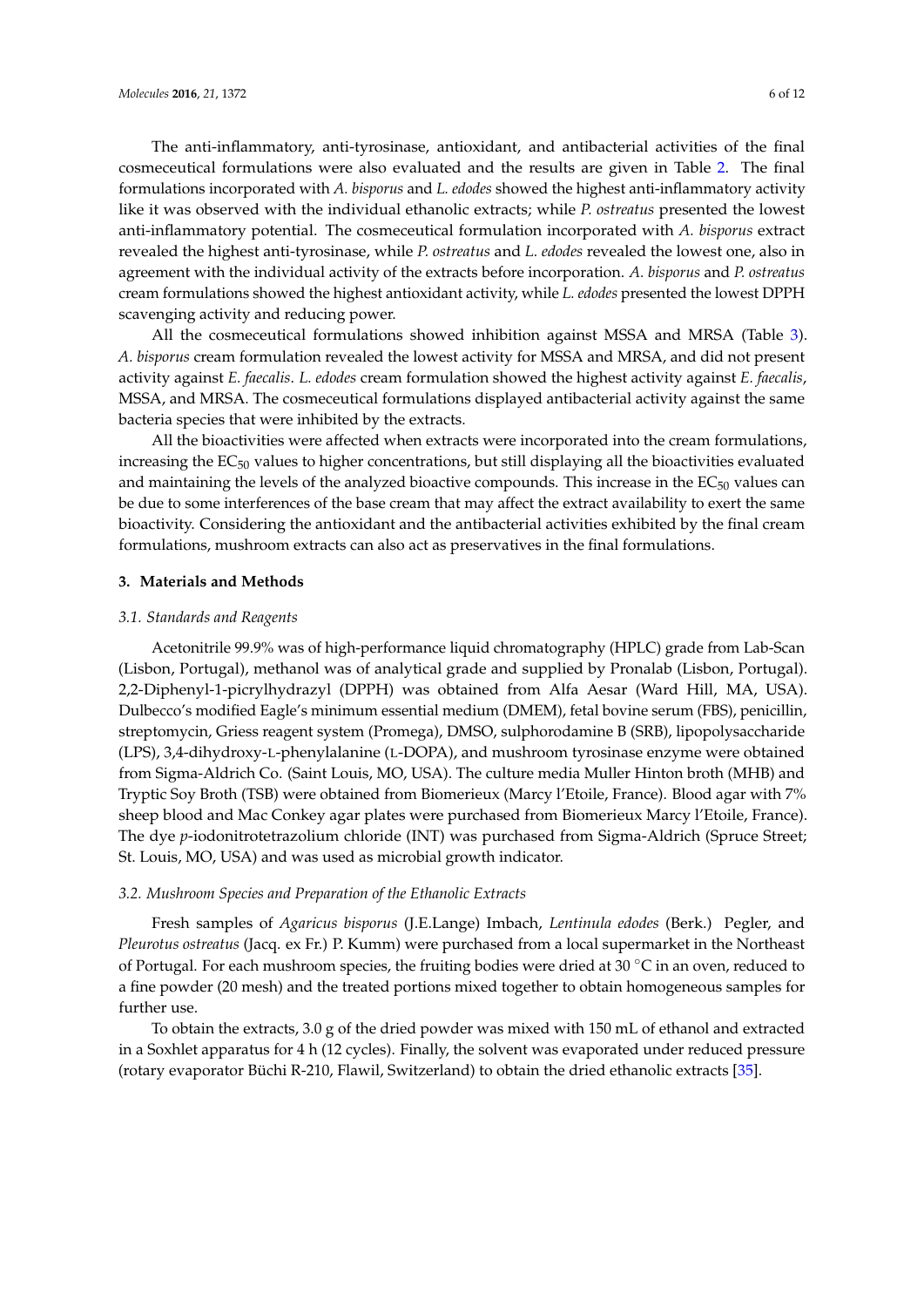The anti-inflammatory, anti-tyrosinase, antioxidant, and antibacterial activities of the final cosmeceutical formulations were also evaluated and the results are given in Table 2. The final formulations incorporated with *A. bisporus* and *L. edodes* showed the highest anti-inflammatory activity like it was observed with the individual ethanolic extracts; while *P. ostreatus* presented the lowest anti-inflammatory potential. The cosmeceutical formulation incorporated with *A. bisporus* extract revealed the highest anti-tyrosinase, while *P. ostreatus* and *L. edodes* revealed the lowest one, also in agreement with the individual activity of the extracts before incorporation. *A. bisporus* and *P. ostreatus* cream formulations showed the highest antioxidant activity, while *L. edodes* presented the lowest DPPH scavenging activity and reducing power.

All the cosmeceutical formulations showed inhibition against MSSA and MRSA (Table 3). *A. bisporus* cream formulation revealed the lowest activity for MSSA and MRSA, and did not present activity against *E. faecalis*. *L. edodes* cream formulation showed the highest activity against *E. faecalis*, MSSA, and MRSA. The cosmeceutical formulations displayed antibacterial activity against the same bacteria species that were inhibited by the extracts.

All the bioactivities were affected when extracts were incorporated into the cream formulations, increasing the $EC_{50}$ values to higher concentrations, but still displaying all the bioactivities evaluated and maintaining the levels of the analyzed bioactive compounds. This increase in the $EC_{50}$ values can be due to some interferences of the base cream that may affect the extract availability to exert the same bioactivity. Considering the antioxidant and the antibacterial activities exhibited by the final cream formulations, mushroom extracts can also act as preservatives in the final formulations.

## 3. Materials and Methods

### 3.1. Standards and Reagents

Acetonitrile 99.9% was of high-performance liquid chromatography (HPLC) grade from Lab-Scan (Lisbon, Portugal), methanol was of analytical grade and supplied by Pronalab (Lisbon, Portugal). 2,2-Diphenyl-1-picrylhydrazyl (DPPH) was obtained from Alfa Aesar (Ward Hill, MA, USA). Dulbecco's modified Eagle's minimum essential medium (DMEM), fetal bovine serum (FBS), penicillin, streptomycin, Griess reagent system (Promega), DMSO, sulphorodamine B (SRB), lipopolysaccharide (LPS), 3,4-dihydroxy-L-phenylalanine (L-DOPA), and mushroom tyrosinase enzyme were obtained from Sigma-Aldrich Co. (Saint Louis, MO, USA). The culture media Muller Hinton broth (MHB) and Tryptic Soy Broth (TSB) were obtained from Biomerieux (Marcy l'Etoile, France). Blood agar with 7% sheep blood and Mac Conkey agar plates were purchased from Biomerieux Marcy l'Etoile, France). The dye *p*-iodonitrotetrazolium chloride (INT) was purchased from Sigma-Aldrich (Spruce Street; St. Louis, MO, USA) and was used as microbial growth indicator.

### 3.2. Mushroom Species and Preparation of the Ethanolic Extracts

Fresh samples of *Agaricus bisporus* (J.E.Lange) Imbach, *Lentinula edodes* (Berk.) Pegler, and *Pleurotus ostreatus* (Jacq. ex Fr.) P. Kumm) were purchased from a local supermarket in the Northeast of Portugal. For each mushroom species, the fruiting bodies were dried at 30 °C in an oven, reduced to a fine powder (20 mesh) and the treated portions mixed together to obtain homogeneous samples for further use.

To obtain the extracts, 3.0 g of the dried powder was mixed with 150 mL of ethanol and extracted in a Soxhlet apparatus for 4 h (12 cycles). Finally, the solvent was evaporated under reduced pressure (rotary evaporator Büchi R-210, Flawil, Switzerland) to obtain the dried ethanolic extracts [35].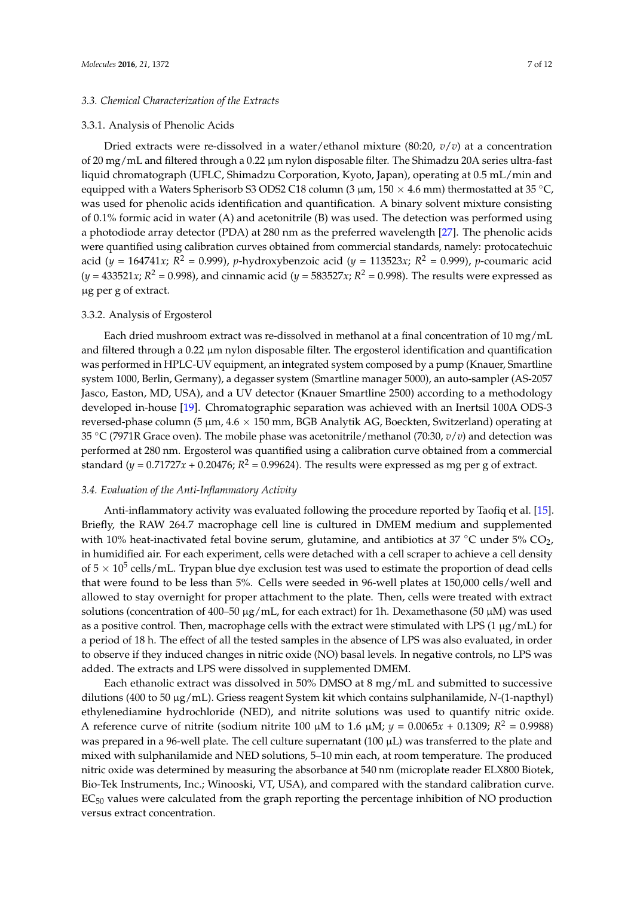### 3.3. Chemical Characterization of the Extracts

#### 3.3.1. Analysis of Phenolic Acids

Dried extracts were re-dissolved in a water/ethanol mixture (80:20, *v*/*v*) at a concentration of 20 mg/mL and filtered through a 0.22 μm nylon disposable filter. The Shimadzu 20A series ultra-fast liquid chromatograph (UFLC, Shimadzu Corporation, Kyoto, Japan), operating at 0.5 mL/min and equipped with a Waters Spherisorb S3 ODS2 C18 column (3 μm, 150 × 4.6 mm) thermostatted at 35 °C, was used for phenolic acids identification and quantification. A binary solvent mixture consisting of 0.1% formic acid in water (A) and acetonitrile (B) was used. The detection was performed using a photodiode array detector (PDA) at 280 nm as the preferred wavelength [27]. The phenolic acids were quantified using calibration curves obtained from commercial standards, namely: protocatechuic acid ($y = 164741x$; $R^2 = 0.999$), *p*-hydroxybenzoic acid ($y = 113523x$; $R^2 = 0.999$), *p*-coumaric acid ($y = 433521x$; $R^2 = 0.998$), and cinnamic acid ($y = 583527x$; $R^2 = 0.998$). The results were expressed as μg per g of extract.

#### 3.3.2. Analysis of Ergosterol

Each dried mushroom extract was re-dissolved in methanol at a final concentration of 10 mg/mL and filtered through a 0.22 μm nylon disposable filter. The ergosterol identification and quantification was performed in HPLC-UV equipment, an integrated system composed by a pump (Knauer, Smartline system 1000, Berlin, Germany), a degasser system (Smartline manager 5000), an auto-sampler (AS-2057 Jasco, Easton, MD, USA), and a UV detector (Knauer Smartline 2500) according to a methodology developed in-house [19]. Chromatographic separation was achieved with an Inertsil 100A ODS-3 reversed-phase column (5 μm, 4.6 × 150 mm, BGB Analytik AG, Boeckten, Switzerland) operating at 35 °C (7971R Grace oven). The mobile phase was acetonitrile/methanol (70:30, *v*/*v*) and detection was performed at 280 nm. Ergosterol was quantified using a calibration curve obtained from a commercial standard ($y = 0.71727x + 0.20476$; $R^2 = 0.99624$). The results were expressed as mg per g of extract.

### 3.4. Evaluation of the Anti-Inflammatory Activity

Anti-inflammatory activity was evaluated following the procedure reported by Taofiq et al. [15]. Briefly, the RAW 264.7 macrophage cell line is cultured in DMEM medium and supplemented with 10% heat-inactivated fetal bovine serum, glutamine, and antibiotics at 37 °C under 5% $CO_2$, in humidified air. For each experiment, cells were detached with a cell scraper to achieve a cell density of $5 \times 10^5$ cells/mL. Trypan blue dye exclusion test was used to estimate the proportion of dead cells that were found to be less than 5%. Cells were seeded in 96-well plates at 150,000 cells/well and allowed to stay overnight for proper attachment to the plate. Then, cells were treated with extract solutions (concentration of 400–50 μg/mL, for each extract) for 1h. Dexamethasone (50 μM) was used as a positive control. Then, macrophage cells with the extract were stimulated with LPS (1 μg/mL) for a period of 18 h. The effect of all the tested samples in the absence of LPS was also evaluated, in order to observe if they induced changes in nitric oxide (NO) basal levels. In negative controls, no LPS was added. The extracts and LPS were dissolved in supplemented DMEM.

Each ethanolic extract was dissolved in 50% DMSO at 8 mg/mL and submitted to successive dilutions (400 to 50 μg/mL). Griess reagent System kit which contains sulphanilamide, *N*-(1-napthyl) ethylenediamine hydrochloride (NED), and nitrite solutions was used to quantify nitric oxide. A reference curve of nitrite (sodium nitrite 100 μM to 1.6 μM; $y = 0.0065x + 0.1309$; $R^2 = 0.9988$) was prepared in a 96-well plate. The cell culture supernatant (100 μL) was transferred to the plate and mixed with sulphanilamide and NED solutions, 5–10 min each, at room temperature. The produced nitric oxide was determined by measuring the absorbance at 540 nm (microplate reader ELX800 Biotek, Bio-Tek Instruments, Inc.; Winooski, VT, USA), and compared with the standard calibration curve. $EC_{50}$ values were calculated from the graph reporting the percentage inhibition of NO production versus extract concentration.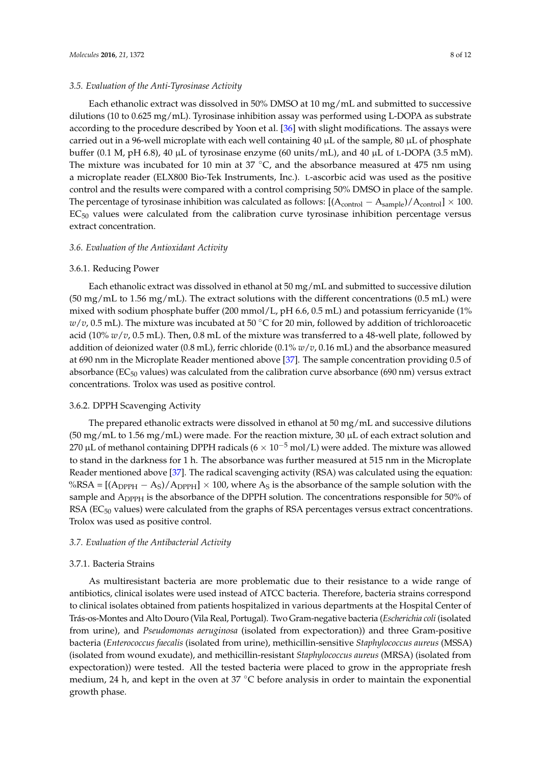### *3.5. Evaluation of the Anti-Tyrosinase Activity*

Each ethanolic extract was dissolved in 50% DMSO at 10 mg/mL and submitted to successive dilutions (10 to 0.625 mg/mL). Tyrosinase inhibition assay was performed using L-DOPA as substrate according to the procedure described by Yoon et al. [36] with slight modifications. The assays were carried out in a 96-well microplate with each well containing 40 μL of the sample, 80 μL of phosphate buffer (0.1 M, pH 6.8), 40 μL of tyrosinase enzyme (60 units/mL), and 40 μL of L-DOPA (3.5 mM). The mixture was incubated for 10 min at 37 °C, and the absorbance measured at 475 nm using a microplate reader (ELX800 Bio-Tek Instruments, Inc.). L-ascorbic acid was used as the positive control and the results were compared with a control comprising 50% DMSO in place of the sample. The percentage of tyrosinase inhibition was calculated as follows: $[(A_{control} - A_{sample})/A_{control}] \times 100$. $EC_{50}$ values were calculated from the calibration curve tyrosinase inhibition percentage versus extract concentration.

### *3.6. Evaluation of the Antioxidant Activity*

#### 3.6.1. Reducing Power

Each ethanolic extract was dissolved in ethanol at 50 mg/mL and submitted to successive dilution (50 mg/mL to 1.56 mg/mL). The extract solutions with the different concentrations (0.5 mL) were mixed with sodium phosphate buffer (200 mmol/L, pH 6.6, 0.5 mL) and potassium ferricyanide (1% *w*/*v*, 0.5 mL). The mixture was incubated at 50 °C for 20 min, followed by addition of trichloroacetic acid (10% *w*/*v*, 0.5 mL). Then, 0.8 mL of the mixture was transferred to a 48-well plate, followed by addition of deionized water (0.8 mL), ferric chloride (0.1% *w*/*v*, 0.16 mL) and the absorbance measured at 690 nm in the Microplate Reader mentioned above [37]. The sample concentration providing 0.5 of absorbance ($EC_{50}$ values) was calculated from the calibration curve absorbance (690 nm) versus extract concentrations. Trolox was used as positive control.

#### 3.6.2. DPPH Scavenging Activity

The prepared ethanolic extracts were dissolved in ethanol at 50 mg/mL and successive dilutions (50 mg/mL to 1.56 mg/mL) were made. For the reaction mixture, 30 μL of each extract solution and 270 μL of methanol containing DPPH radicals ($6 \times 10^{-5}$ mol/L) were added. The mixture was allowed to stand in the darkness for 1 h. The absorbance was further measured at 515 nm in the Microplate Reader mentioned above [37]. The radical scavenging activity (RSA) was calculated using the equation: $\%RSA = [(A_{DPPH} - A_S)/A_{DPPH}] \times 100$, where $A_S$ is the absorbance of the sample solution with the sample and $A_{DPPH}$ is the absorbance of the DPPH solution. The concentrations responsible for 50% of RSA ($EC_{50}$ values) were calculated from the graphs of RSA percentages versus extract concentrations. Trolox was used as positive control.

### *3.7. Evaluation of the Antibacterial Activity*

#### 3.7.1. Bacteria Strains

As multiresistant bacteria are more problematic due to their resistance to a wide range of antibiotics, clinical isolates were used instead of ATCC bacteria. Therefore, bacteria strains correspond to clinical isolates obtained from patients hospitalized in various departments at the Hospital Center of Trás-os-Montes and Alto Douro (Vila Real, Portugal). Two Gram-negative bacteria (*Escherichia coli* (isolated from urine), and *Pseudomonas aeruginosa* (isolated from expectoration)) and three Gram-positive bacteria (*Enterococcus faecalis* (isolated from urine), methicillin-sensitive *Staphylococcus aureus* (MSSA) (isolated from wound exudate), and methicillin-resistant *Staphylococcus aureus* (MRSA) (isolated from expectoration)) were tested. All the tested bacteria were placed to grow in the appropriate fresh medium, 24 h, and kept in the oven at 37 °C before analysis in order to maintain the exponential growth phase.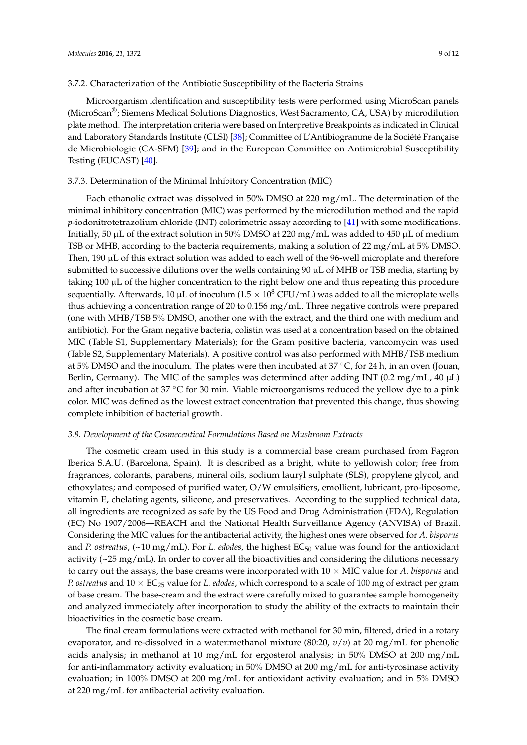#### 3.7.2. Characterization of the Antibiotic Susceptibility of the Bacteria Strains

Microorganism identification and susceptibility tests were performed using MicroScan panels (MicroScan®; Siemens Medical Solutions Diagnostics, West Sacramento, CA, USA) by microdilution plate method. The interpretation criteria were based on Interpretive Breakpoints as indicated in Clinical and Laboratory Standards Institute (CLSI) [38]; Committee of L'Antibiogramme de la Société Française de Microbiologie (CA-SFM) [39]; and in the European Committee on Antimicrobial Susceptibility Testing (EUCAST) [40].

#### 3.7.3. Determination of the Minimal Inhibitory Concentration (MIC)

Each ethanolic extract was dissolved in 50% DMSO at 220 mg/mL. The determination of the minimal inhibitory concentration (MIC) was performed by the microdilution method and the rapid *p*-iodonitrotetrazolium chloride (INT) colorimetric assay according to [41] with some modifications. Initially, 50 µL of the extract solution in 50% DMSO at 220 mg/mL was added to 450 µL of medium TSB or MHB, according to the bacteria requirements, making a solution of 22 mg/mL at 5% DMSO. Then, 190 µL of this extract solution was added to each well of the 96-well microplate and therefore submitted to successive dilutions over the wells containing 90 µL of MHB or TSB media, starting by taking 100 µL of the higher concentration to the right below one and thus repeating this procedure sequentially. Afterwards, 10 µL of inoculum ($1.5 \times 10^8$ CFU/mL) was added to all the microplate wells thus achieving a concentration range of 20 to 0.156 mg/mL. Three negative controls were prepared (one with MHB/TSB 5% DMSO, another one with the extract, and the third one with medium and antibiotic). For the Gram negative bacteria, colistin was used at a concentration based on the obtained MIC (Table S1, Supplementary Materials); for the Gram positive bacteria, vancomycin was used (Table S2, Supplementary Materials). A positive control was also performed with MHB/TSB medium at 5% DMSO and the inoculum. The plates were then incubated at 37 °C, for 24 h, in an oven (Jouan, Berlin, Germany). The MIC of the samples was determined after adding INT (0.2 mg/mL, 40 µL) and after incubation at 37 °C for 30 min. Viable microorganisms reduced the yellow dye to a pink color. MIC was defined as the lowest extract concentration that prevented this change, thus showing complete inhibition of bacterial growth.

### *3.8. Development of the Cosmeceutical Formulations Based on Mushroom Extracts*

The cosmetic cream used in this study is a commercial base cream purchased from Fagron Iberica S.A.U. (Barcelona, Spain). It is described as a bright, white to yellowish color; free from fragrances, colorants, parabens, mineral oils, sodium lauryl sulphate (SLS), propylene glycol, and ethoxylates; and composed of purified water, O/W emulsifiers, emollient, lubricant, pro-liposome, vitamin E, chelating agents, silicone, and preservatives. According to the supplied technical data, all ingredients are recognized as safe by the US Food and Drug Administration (FDA), Regulation (EC) No 1907/2006—REACH and the National Health Surveillance Agency (ANVISA) of Brazil. Considering the MIC values for the antibacterial activity, the highest ones were observed for *A. bisporus* and *P. ostreatus*, (~10 mg/mL). For *L. edodes*, the highest $EC_{50}$ value was found for the antioxidant activity (~25 mg/mL). In order to cover all the bioactivities and considering the dilutions necessary to carry out the assays, the base creams were incorporated with 10 × MIC value for *A. bisporus* and *P. ostreatus* and 10 × $EC_{25}$ value for *L. edodes*, which correspond to a scale of 100 mg of extract per gram of base cream. The base-cream and the extract were carefully mixed to guarantee sample homogeneity and analyzed immediately after incorporation to study the ability of the extracts to maintain their bioactivities in the cosmetic base cream.

The final cream formulations were extracted with methanol for 30 min, filtered, dried in a rotary evaporator, and re-dissolved in a water:methanol mixture (80:20, *v*/*v*) at 20 mg/mL for phenolic acids analysis; in methanol at 10 mg/mL for ergosterol analysis; in 50% DMSO at 200 mg/mL for anti-inflammatory activity evaluation; in 50% DMSO at 200 mg/mL for anti-tyrosinase activity evaluation; in 100% DMSO at 200 mg/mL for antioxidant activity evaluation; and in 5% DMSO at 220 mg/mL for antibacterial activity evaluation.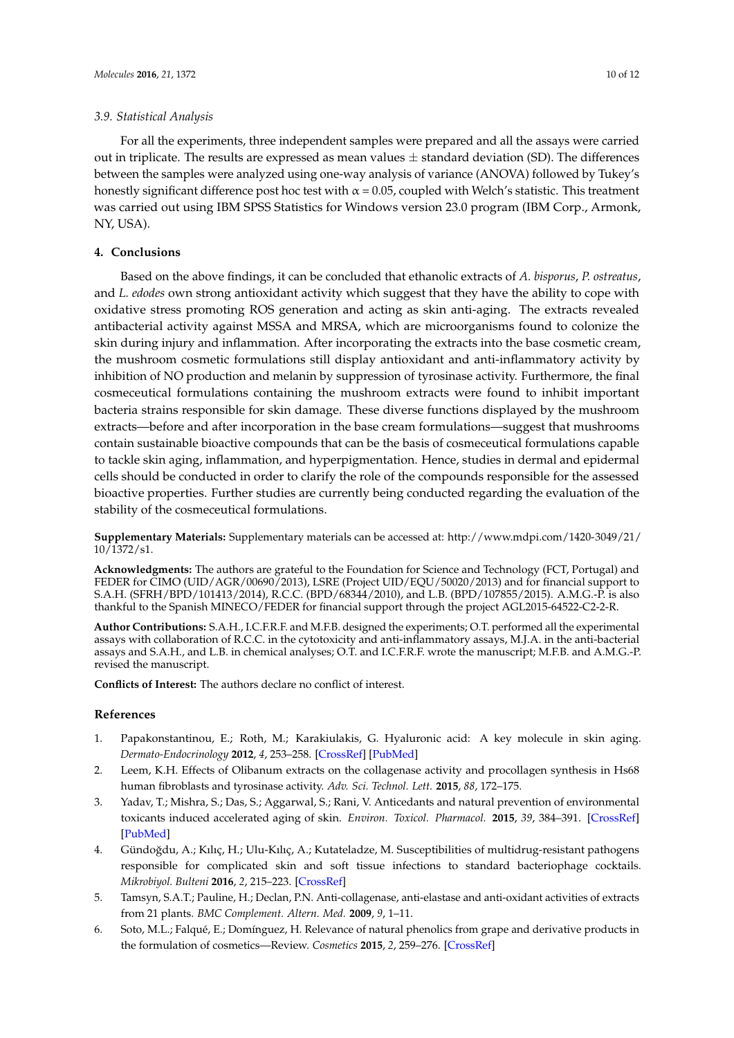### 3.9. Statistical Analysis

For all the experiments, three independent samples were prepared and all the assays were carried out in triplicate. The results are expressed as mean values ± standard deviation (SD). The differences between the samples were analyzed using one-way analysis of variance (ANOVA) followed by Tukey's honestly significant difference post hoc test with $\alpha = 0.05$, coupled with Welch's statistic. This treatment was carried out using IBM SPSS Statistics for Windows version 23.0 program (IBM Corp., Armonk, NY, USA).

## 4. Conclusions

Based on the above findings, it can be concluded that ethanolic extracts of *A. bisporus*, *P. ostreatus*, and *L. edodes* own strong antioxidant activity which suggest that they have the ability to cope with oxidative stress promoting ROS generation and acting as skin anti-aging. The extracts revealed antibacterial activity against MSSA and MRSA, which are microorganisms found to colonize the skin during injury and inflammation. After incorporating the extracts into the base cosmetic cream, the mushroom cosmetic formulations still display antioxidant and anti-inflammatory activity by inhibition of NO production and melanin by suppression of tyrosinase activity. Furthermore, the final cosmeceutical formulations containing the mushroom extracts were found to inhibit important bacteria strains responsible for skin damage. These diverse functions displayed by the mushroom extracts—before and after incorporation in the base cream formulations—suggest that mushrooms contain sustainable bioactive compounds that can be the basis of cosmeceutical formulations capable to tackle skin aging, inflammation, and hyperpigmentation. Hence, studies in dermal and epidermal cells should be conducted in order to clarify the role of the compounds responsible for the assessed bioactive properties. Further studies are currently being conducted regarding the evaluation of the stability of the cosmeceutical formulations.

**Supplementary Materials:** Supplementary materials can be accessed at: http://www.mdpi.com/1420-3049/21/10/1372/s1.

**Acknowledgments:** The authors are grateful to the Foundation for Science and Technology (FCT, Portugal) and FEDER for CIMO (UID/AGR/00690/2013), LSRE (Project UID/EQU/50020/2013) and for financial support to S.A.H. (SFRH/BPD/101413/2014), R.C.C. (BPD/68344/2010), and L.B. (BPD/107855/2015). A.M.G.-P. is also thankful to the Spanish MINECO/FEDER for financial support through the project AGL2015-64522-C2-2-R.

**Author Contributions:** S.A.H., I.C.F.R.F. and M.F.B. designed the experiments; O.T. performed all the experimental assays with collaboration of R.C.C. in the cytotoxicity and anti-inflammatory assays, M.J.A. in the anti-bacterial assays and S.A.H., and L.B. in chemical analyses; O.T. and I.C.F.R.F. wrote the manuscript; M.F.B. and A.M.G.-P. revised the manuscript.

**Conflicts of Interest:** The authors declare no conflict of interest.

## References

1. Papakonstantinou, E.; Roth, M.; Karakiulakis, G. Hyaluronic acid: A key molecule in skin aging. *Dermato-Endocrinology* **2012**, *4*, 253–258. [CrossRef] [PubMed]
2. Leem, K.H. Effects of Olibanum extracts on the collagenase activity and procollagen synthesis in Hs68 human fibroblasts and tyrosinase activity. *Adv. Sci. Technol. Lett.* **2015**, *88*, 172–175.
3. Yadav, T.; Mishra, S.; Das, S.; Aggarwal, S.; Rani, V. Anticedants and natural prevention of environmental toxicants induced accelerated aging of skin. *Environ. Toxicol. Pharmacol.* **2015**, *39*, 384–391. [CrossRef] [PubMed]
4. Gündoğdu, A.; Kılıç, H.; Ulu-Kılıç, A.; Kutateladze, M. Susceptibilities of multidrug-resistant pathogens responsible for complicated skin and soft tissue infections to standard bacteriophage cocktails. *Mikrobiyol. Bulteni* **2016**, *2*, 215–223. [CrossRef]
5. Tamsyn, S.A.T.; Pauline, H.; Declan, P.N. Anti-collagenase, anti-elastase and anti-oxidant activities of extracts from 21 plants. *BMC Complement. Altern. Med.* **2009**, *9*, 1–11.
6. Soto, M.L.; Falqué, E.; Domínguez, H. Relevance of natural phenolics from grape and derivative products in the formulation of cosmetics—Review. *Cosmetics* **2015**, *2*, 259–276. [CrossRef]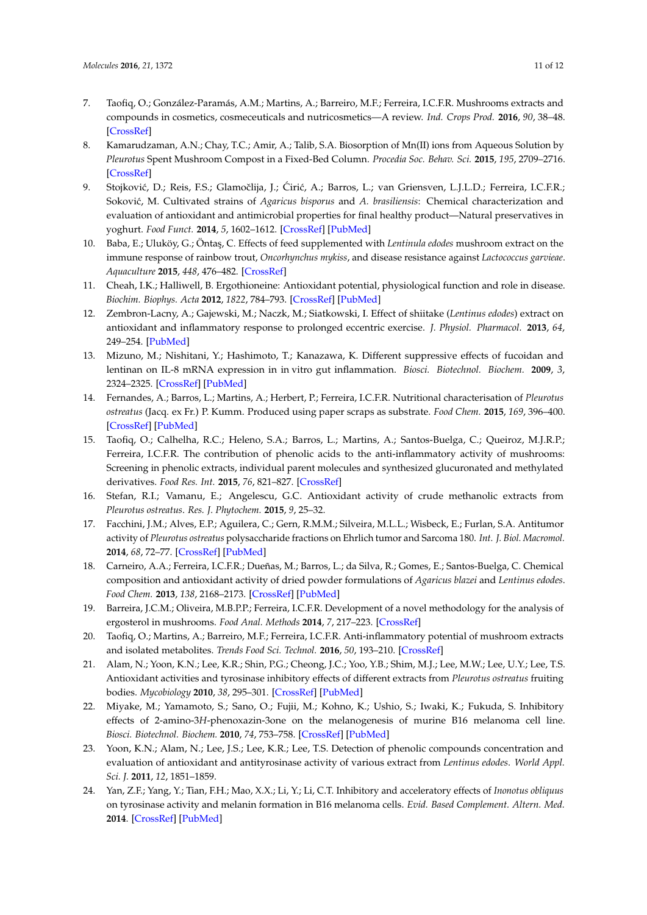7. Taofiq, O.; González-Paramás, A.M.; Martins, A.; Barreiro, M.F.; Ferreira, I.C.F.R. Mushrooms extracts and compounds in cosmetics, cosmeceuticals and nutricosmetics—A review. *Ind. Crops Prod.* **2016**, *90*, 38–48. [CrossRef]
8. Kamarudzaman, A.N.; Chay, T.C.; Amir, A.; Talib, S.A. Biosorption of Mn(II) ions from Aqueous Solution by *Pleurotus* Spent Mushroom Compost in a Fixed-Bed Column. *Procedia Soc. Behav. Sci.* **2015**, *195*, 2709–2716. [CrossRef]
9. Stojković, D.; Reis, F.S.; Glamočlija, J.; Ćirić, A.; Barros, L.; van Griensven, L.J.L.D.; Ferreira, I.C.F.R.; Soković, M. Cultivated strains of *Agaricus bisporus* and *A. brasiliensis*: Chemical characterization and evaluation of antioxidant and antimicrobial properties for final healthy product—Natural preservatives in yoghurt. *Food Funct.* **2014**, *5*, 1602–1612. [CrossRef] [PubMed]
10. Baba, E.; Uluköy, G.; Öntaş, C. Effects of feed supplemented with *Lentinula edodes* mushroom extract on the immune response of rainbow trout, *Oncorhynchus mykiss*, and disease resistance against *Lactococcus garvieae*. *Aquaculture* **2015**, *448*, 476–482. [CrossRef]
11. Cheah, I.K.; Halliwell, B. Ergothioneine: Antioxidant potential, physiological function and role in disease. *Biochim. Biophys. Acta* **2012**, *1822*, 784–793. [CrossRef] [PubMed]
12. Zembron-Lacny, A.; Gajewski, M.; Naczk, M.; Siatkowski, I. Effect of shiitake (*Lentinus edodes*) extract on antioxidant and inflammatory response to prolonged eccentric exercise. *J. Physiol. Pharmacol.* **2013**, *64*, 249–254. [PubMed]
13. Mizuno, M.; Nishitani, Y.; Hashimoto, T.; Kanazawa, K. Different suppressive effects of fucoidan and lentinan on IL-8 mRNA expression in in vitro gut inflammation. *Biosci. Biotechnol. Biochem.* **2009**, *3*, 2324–2325. [CrossRef] [PubMed]
14. Fernandes, A.; Barros, L.; Martins, A.; Herbert, P.; Ferreira, I.C.F.R. Nutritional characterisation of *Pleurotus ostreatus* (Jacq. ex Fr.) P. Kumm. Produced using paper scraps as substrate. *Food Chem.* **2015**, *169*, 396–400. [CrossRef] [PubMed]
15. Taofiq, O.; Calhelha, R.C.; Heleno, S.A.; Barros, L.; Martins, A.; Santos-Buelga, C.; Queiroz, M.J.R.P.; Ferreira, I.C.F.R. The contribution of phenolic acids to the anti-inflammatory activity of mushrooms: Screening in phenolic extracts, individual parent molecules and synthesized glucuronated and methylated derivatives. *Food Res. Int.* **2015**, *76*, 821–827. [CrossRef]
16. Stefan, R.I.; Vamanu, E.; Angelescu, G.C. Antioxidant activity of crude methanolic extracts from *Pleurotus ostreatus*. *Res. J. Phytochem.* **2015**, *9*, 25–32.
17. Facchini, J.M.; Alves, E.P.; Aguilera, C.; Gern, R.M.M.; Silveira, M.L.L.; Wisbeck, E.; Furlan, S.A. Antitumor activity of *Pleurotus ostreatus* polysaccharide fractions on Ehrlich tumor and Sarcoma 180. *Int. J. Biol. Macromol.* **2014**, *68*, 72–77. [CrossRef] [PubMed]
18. Carneiro, A.A.; Ferreira, I.C.F.R.; Dueñas, M.; Barros, L.; da Silva, R.; Gomes, E.; Santos-Buelga, C. Chemical composition and antioxidant activity of dried powder formulations of *Agaricus blazei* and *Lentinus edodes*. *Food Chem.* **2013**, *138*, 2168–2173. [CrossRef] [PubMed]
19. Barreira, J.C.M.; Oliveira, M.B.P.P.; Ferreira, I.C.F.R. Development of a novel methodology for the analysis of ergosterol in mushrooms. *Food Anal. Methods* **2014**, *7*, 217–223. [CrossRef]
20. Taofiq, O.; Martins, A.; Barreiro, M.F.; Ferreira, I.C.F.R. Anti-inflammatory potential of mushroom extracts and isolated metabolites. *Trends Food Sci. Technol.* **2016**, *50*, 193–210. [CrossRef]
21. Alam, N.; Yoon, K.N.; Lee, K.R.; Shin, P.G.; Cheong, J.C.; Yoo, Y.B.; Shim, M.J.; Lee, M.W.; Lee, U.Y.; Lee, T.S. Antioxidant activities and tyrosinase inhibitory effects of different extracts from *Pleurotus ostreatus* fruiting bodies. *Mycobiology* **2010**, *38*, 295–301. [CrossRef] [PubMed]
22. Miyake, M.; Yamamoto, S.; Sano, O.; Fujii, M.; Kohno, K.; Ushio, S.; Iwaki, K.; Fukuda, S. Inhibitory effects of 2-amino-3*H*-phenoxazin-3one on the melanogenesis of murine B16 melanoma cell line. *Biosci. Biotechnol. Biochem.* **2010**, *74*, 753–758. [CrossRef] [PubMed]
23. Yoon, K.N.; Alam, N.; Lee, J.S.; Lee, K.R.; Lee, T.S. Detection of phenolic compounds concentration and evaluation of antioxidant and antityrosinase activity of various extract from *Lentinus edodes*. *World Appl. Sci. J.* **2011**, *12*, 1851–1859.
24. Yan, Z.F.; Yang, Y.; Tian, F.H.; Mao, X.X.; Li, Y.; Li, C.T. Inhibitory and acceleratory effects of *Inonotus obliquus* on tyrosinase activity and melanin formation in B16 melanoma cells. *Evid. Based Complement. Altern. Med.* **2014**. [CrossRef] [PubMed]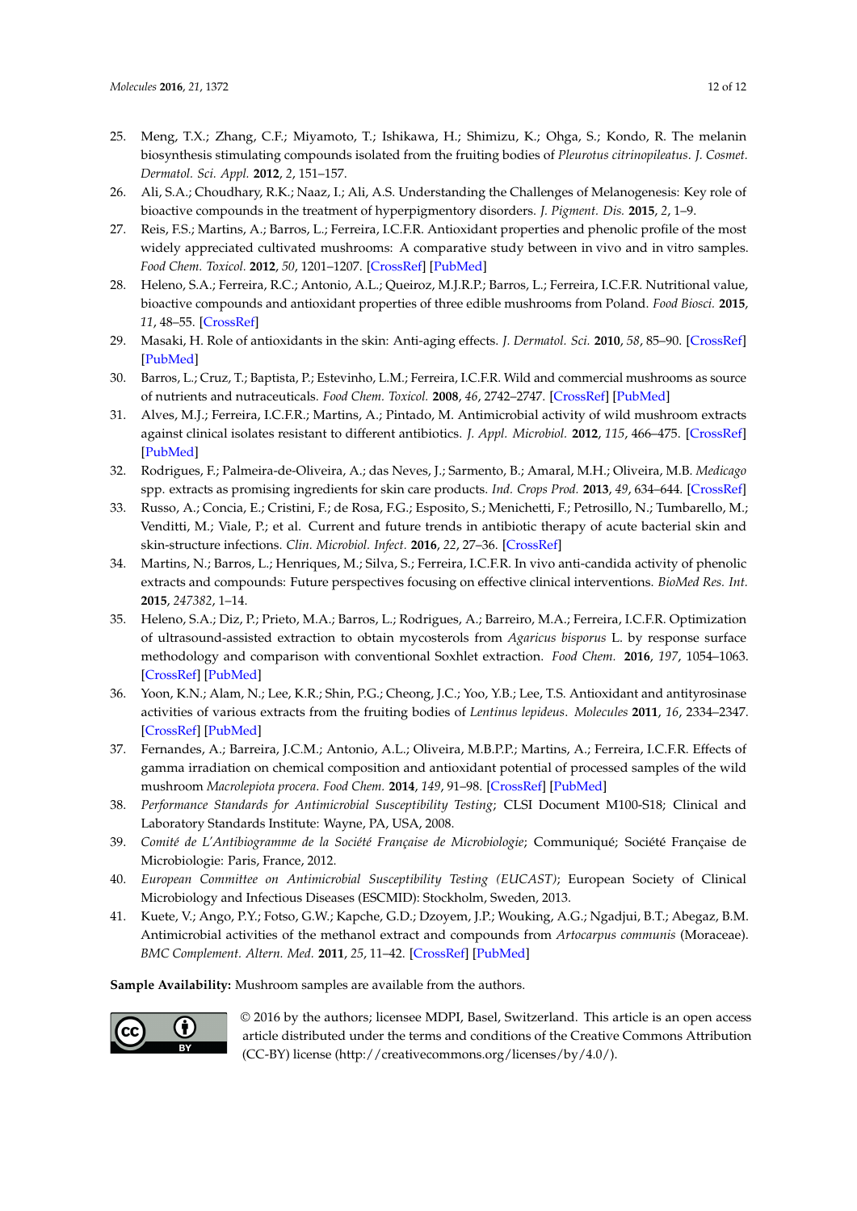25. Meng, T.X.; Zhang, C.F.; Miyamoto, T.; Ishikawa, H.; Shimizu, K.; Ohga, S.; Kondo, R. The melanin biosynthesis stimulating compounds isolated from the fruiting bodies of *Pleurotus citrinopileatus*. *J. Cosmet. Dermatol. Sci. Appl.* **2012**, *2*, 151–157.
26. Ali, S.A.; Choudhary, R.K.; Naaz, I.; Ali, A.S. Understanding the Challenges of Melanogenesis: Key role of bioactive compounds in the treatment of hyperpigmentory disorders. *J. Pigment. Dis.* **2015**, *2*, 1–9.
27. Reis, F.S.; Martins, A.; Barros, L.; Ferreira, I.C.F.R. Antioxidant properties and phenolic profile of the most widely appreciated cultivated mushrooms: A comparative study between in vivo and in vitro samples. *Food Chem. Toxicol.* **2012**, *50*, 1201–1207. [CrossRef] [PubMed]
28. Heleno, S.A.; Ferreira, R.C.; Antonio, A.L.; Queiroz, M.J.R.P.; Barros, L.; Ferreira, I.C.F.R. Nutritional value, bioactive compounds and antioxidant properties of three edible mushrooms from Poland. *Food Biosci.* **2015**, *11*, 48–55. [CrossRef]
29. Masaki, H. Role of antioxidants in the skin: Anti-aging effects. *J. Dermatol. Sci.* **2010**, *58*, 85–90. [CrossRef] [PubMed]
30. Barros, L.; Cruz, T.; Baptista, P.; Estevinho, L.M.; Ferreira, I.C.F.R. Wild and commercial mushrooms as source of nutrients and nutraceuticals. *Food Chem. Toxicol.* **2008**, *46*, 2742–2747. [CrossRef] [PubMed]
31. Alves, M.J.; Ferreira, I.C.F.R.; Martins, A.; Pintado, M. Antimicrobial activity of wild mushroom extracts against clinical isolates resistant to different antibiotics. *J. Appl. Microbiol.* **2012**, *115*, 466–475. [CrossRef] [PubMed]
32. Rodrigues, F.; Palmeira-de-Oliveira, A.; das Neves, J.; Sarmento, B.; Amaral, M.H.; Oliveira, M.B. *Medicago* spp. extracts as promising ingredients for skin care products. *Ind. Crops Prod.* **2013**, *49*, 634–644. [CrossRef]
33. Russo, A.; Concia, E.; Cristini, F.; de Rosa, F.G.; Esposito, S.; Menichetti, F.; Petrosillo, N.; Tumbarello, M.; Venditti, M.; Viale, P.; et al. Current and future trends in antibiotic therapy of acute bacterial skin and skin-structure infections. *Clin. Microbiol. Infect.* **2016**, *22*, 27–36. [CrossRef]
34. Martins, N.; Barros, L.; Henriques, M.; Silva, S.; Ferreira, I.C.F.R. In vivo anti-candida activity of phenolic extracts and compounds: Future perspectives focusing on effective clinical interventions. *BioMed Res. Int.* **2015**, *247382*, 1–14.
35. Heleno, S.A.; Diz, P.; Prieto, M.A.; Barros, L.; Rodrigues, A.; Barreiro, M.A.; Ferreira, I.C.F.R. Optimization of ultrasound-assisted extraction to obtain mycosterols from *Agaricus bisporus* L. by response surface methodology and comparison with conventional Soxhlet extraction. *Food Chem.* **2016**, *197*, 1054–1063. [CrossRef] [PubMed]
36. Yoon, K.N.; Alam, N.; Lee, K.R.; Shin, P.G.; Cheong, J.C.; Yoo, Y.B.; Lee, T.S. Antioxidant and antityrosinase activities of various extracts from the fruiting bodies of *Lentinus lepideus*. *Molecules* **2011**, *16*, 2334–2347. [CrossRef] [PubMed]
37. Fernandes, A.; Barreira, J.C.M.; Antonio, A.L.; Oliveira, M.B.P.P.; Martins, A.; Ferreira, I.C.F.R. Effects of gamma irradiation on chemical composition and antioxidant potential of processed samples of the wild mushroom *Macrolepiota procera*. *Food Chem.* **2014**, *149*, 91–98. [CrossRef] [PubMed]
38. *Performance Standards for Antimicrobial Susceptibility Testing*; CLSI Document M100-S18; Clinical and Laboratory Standards Institute: Wayne, PA, USA, 2008.
39. *Comité de L'Antibiogramme de la Société Française de Microbiologie*; Communiqué; Société Française de Microbiologie: Paris, France, 2012.
40. *European Committee on Antimicrobial Susceptibility Testing (EUCAST)*; European Society of Clinical Microbiology and Infectious Diseases (ESCMID): Stockholm, Sweden, 2013.
41. Kuete, V.; Ango, P.Y.; Fotso, G.W.; Kapche, G.D.; Dzoyem, J.P.; Wouking, A.G.; Ngadjui, B.T.; Abegaz, B.M. Antimicrobial activities of the methanol extract and compounds from *Artocarpus communis* (Moraceae). *BMC Complement. Altern. Med.* **2011**, *25*, 11–42. [CrossRef] [PubMed]

**Sample Availability:** Mushroom samples are available from the authors.

© 2016 by the authors; licensee MDPI, Basel, Switzerland. This article is an open access article distributed under the terms and conditions of the Creative Commons Attribution (CC-BY) license (http://creativecommons.org/licenses/by/4.0/).